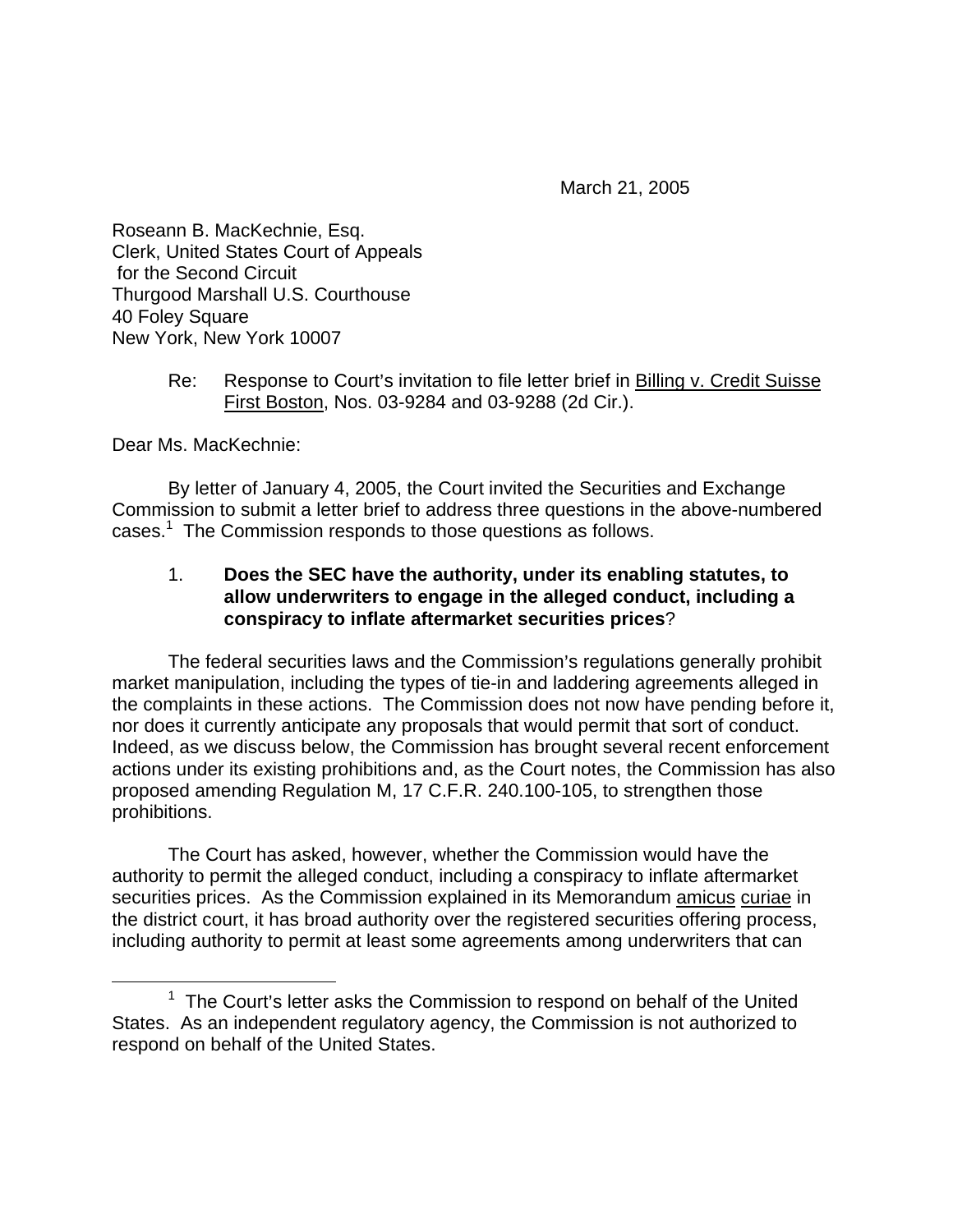March 21, 2005

Roseann B. MacKechnie, Esq.
Clerk, United States Court of Appeals
for the Second Circuit
Thurgood Marshall U.S. Courthouse
40 Foley Square
New York, New York 10007

Re: Response to Court's invitation to file letter brief in Billing v. Credit Suisse First Boston, Nos. 03-9284 and 03-9288 (2d Cir.).

Dear Ms. MacKechnie:

By letter of January 4, 2005, the Court invited the Securities and Exchange Commission to submit a letter brief to address three questions in the above-numbered cases.[1] The Commission responds to those questions as follows.

1. **Does the SEC have the authority, under its enabling statutes, to allow underwriters to engage in the alleged conduct, including a conspiracy to inflate aftermarket securities prices**?

The federal securities laws and the Commission's regulations generally prohibit market manipulation, including the types of tie-in and laddering agreements alleged in the complaints in these actions. The Commission does not now have pending before it, nor does it currently anticipate any proposals that would permit that sort of conduct. Indeed, as we discuss below, the Commission has brought several recent enforcement actions under its existing prohibitions and, as the Court notes, the Commission has also proposed amending Regulation M, 17 C.F.R. 240.100-105, to strengthen those prohibitions.

The Court has asked, however, whether the Commission would have the authority to permit the alleged conduct, including a conspiracy to inflate aftermarket securities prices. As the Commission explained in its Memorandum amicus curiae in the district court, it has broad authority over the registered securities offering process, including authority to permit at least some agreements among underwriters that can

[1] The Court's letter asks the Commission to respond on behalf of the United States. As an independent regulatory agency, the Commission is not authorized to respond on behalf of the United States.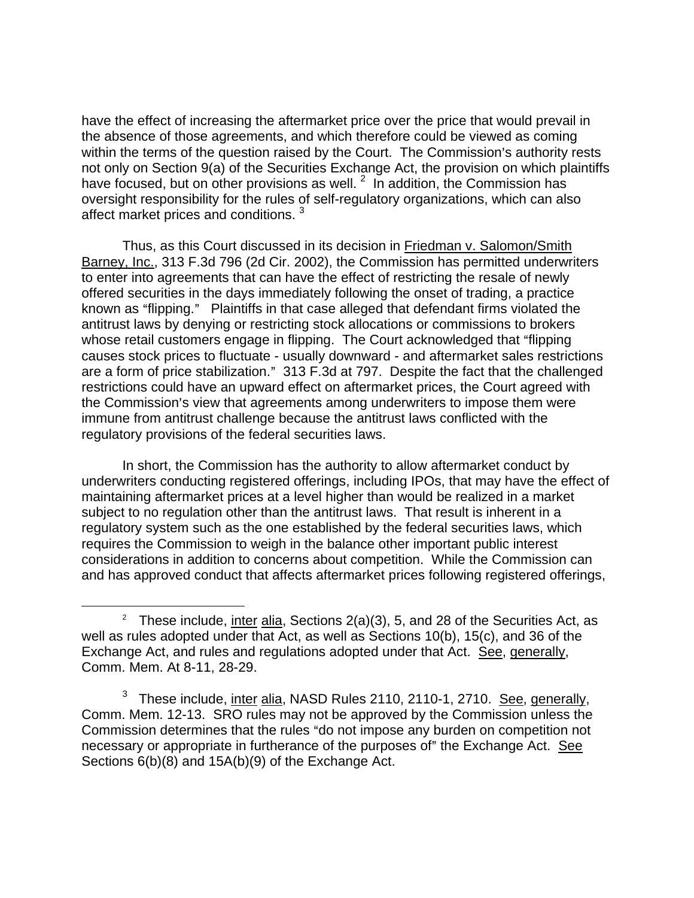have the effect of increasing the aftermarket price over the price that would prevail in the absence of those agreements, and which therefore could be viewed as coming within the terms of the question raised by the Court. The Commission's authority rests not only on Section 9(a) of the Securities Exchange Act, the provision on which plaintiffs have focused, but on other provisions as well. [2] In addition, the Commission has oversight responsibility for the rules of self-regulatory organizations, which can also affect market prices and conditions. [3]

Thus, as this Court discussed in its decision in Friedman v. Salomon/Smith Barney, Inc., 313 F.3d 796 (2d Cir. 2002), the Commission has permitted underwriters to enter into agreements that can have the effect of restricting the resale of newly offered securities in the days immediately following the onset of trading, a practice known as "flipping." Plaintiffs in that case alleged that defendant firms violated the antitrust laws by denying or restricting stock allocations or commissions to brokers whose retail customers engage in flipping. The Court acknowledged that "flipping causes stock prices to fluctuate - usually downward - and aftermarket sales restrictions are a form of price stabilization." 313 F.3d at 797. Despite the fact that the challenged restrictions could have an upward effect on aftermarket prices, the Court agreed with the Commission's view that agreements among underwriters to impose them were immune from antitrust challenge because the antitrust laws conflicted with the regulatory provisions of the federal securities laws.

In short, the Commission has the authority to allow aftermarket conduct by underwriters conducting registered offerings, including IPOs, that may have the effect of maintaining aftermarket prices at a level higher than would be realized in a market subject to no regulation other than the antitrust laws. That result is inherent in a regulatory system such as the one established by the federal securities laws, which requires the Commission to weigh in the balance other important public interest considerations in addition to concerns about competition. While the Commission can and has approved conduct that affects aftermarket prices following registered offerings,

---

[2] These include, inter alia, Sections 2(a)(3), 5, and 28 of the Securities Act, as well as rules adopted under that Act, as well as Sections 10(b), 15(c), and 36 of the Exchange Act, and rules and regulations adopted under that Act. See, generally, Comm. Mem. At 8-11, 28-29.

[3] These include, inter alia, NASD Rules 2110, 2110-1, 2710. See, generally, Comm. Mem. 12-13. SRO rules may not be approved by the Commission unless the Commission determines that the rules "do not impose any burden on competition not necessary or appropriate in furtherance of the purposes of" the Exchange Act. See Sections 6(b)(8) and 15A(b)(9) of the Exchange Act.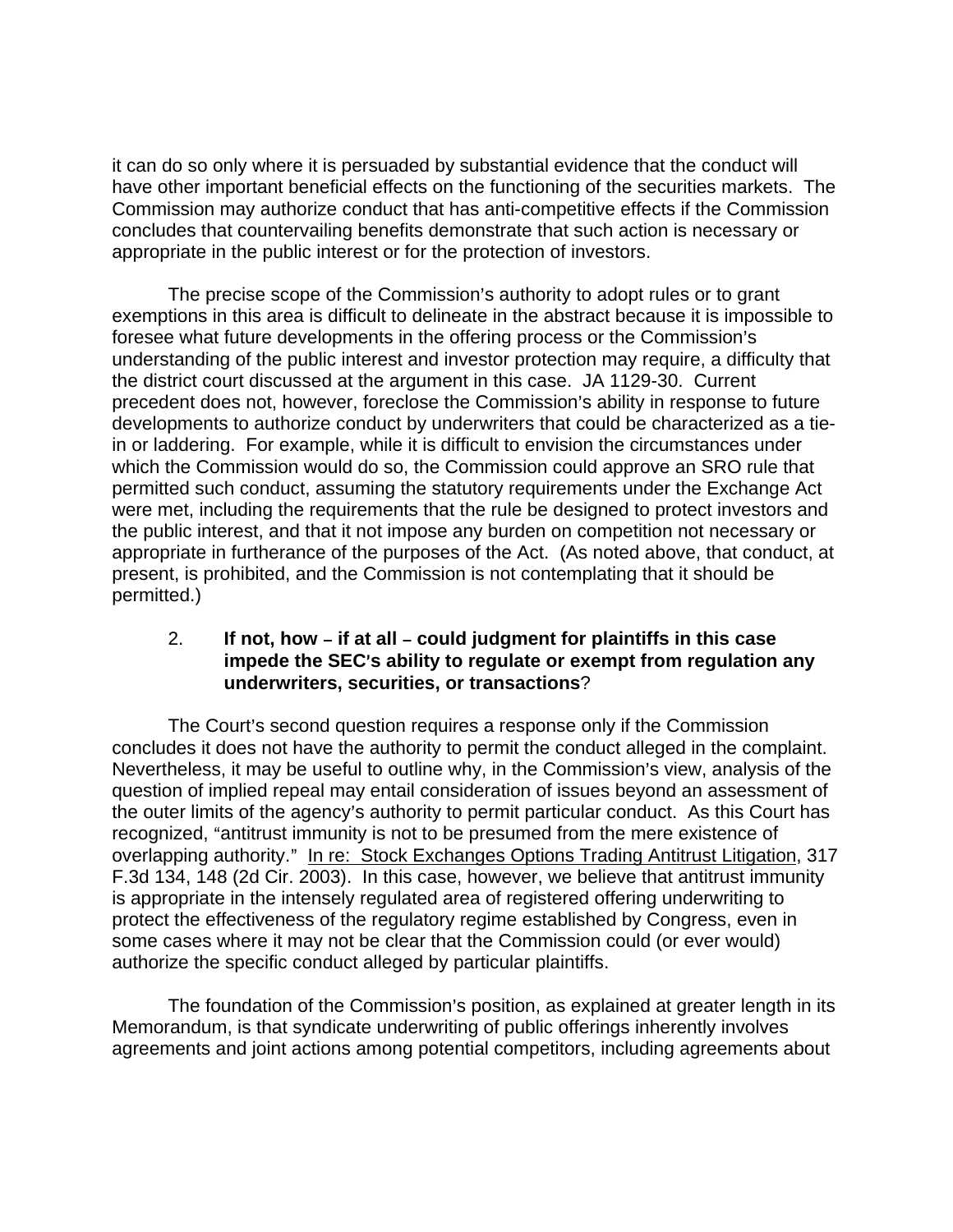it can do so only where it is persuaded by substantial evidence that the conduct will have other important beneficial effects on the functioning of the securities markets. The Commission may authorize conduct that has anti-competitive effects if the Commission concludes that countervailing benefits demonstrate that such action is necessary or appropriate in the public interest or for the protection of investors.

The precise scope of the Commission's authority to adopt rules or to grant exemptions in this area is difficult to delineate in the abstract because it is impossible to foresee what future developments in the offering process or the Commission's understanding of the public interest and investor protection may require, a difficulty that the district court discussed at the argument in this case. JA 1129-30. Current precedent does not, however, foreclose the Commission's ability in response to future developments to authorize conduct by underwriters that could be characterized as a tie-in or laddering. For example, while it is difficult to envision the circumstances under which the Commission would do so, the Commission could approve an SRO rule that permitted such conduct, assuming the statutory requirements under the Exchange Act were met, including the requirements that the rule be designed to protect investors and the public interest, and that it not impose any burden on competition not necessary or appropriate in furtherance of the purposes of the Act. (As noted above, that conduct, at present, is prohibited, and the Commission is not contemplating that it should be permitted.)

2. **If not, how – if at all – could judgment for plaintiffs in this case impede the SEC's ability to regulate or exempt from regulation any underwriters, securities, or transactions**?

The Court's second question requires a response only if the Commission concludes it does not have the authority to permit the conduct alleged in the complaint. Nevertheless, it may be useful to outline why, in the Commission's view, analysis of the question of implied repeal may entail consideration of issues beyond an assessment of the outer limits of the agency's authority to permit particular conduct. As this Court has recognized, "antitrust immunity is not to be presumed from the mere existence of overlapping authority." In re: Stock Exchanges Options Trading Antitrust Litigation, 317 F.3d 134, 148 (2d Cir. 2003). In this case, however, we believe that antitrust immunity is appropriate in the intensely regulated area of registered offering underwriting to protect the effectiveness of the regulatory regime established by Congress, even in some cases where it may not be clear that the Commission could (or ever would) authorize the specific conduct alleged by particular plaintiffs.

The foundation of the Commission's position, as explained at greater length in its Memorandum, is that syndicate underwriting of public offerings inherently involves agreements and joint actions among potential competitors, including agreements about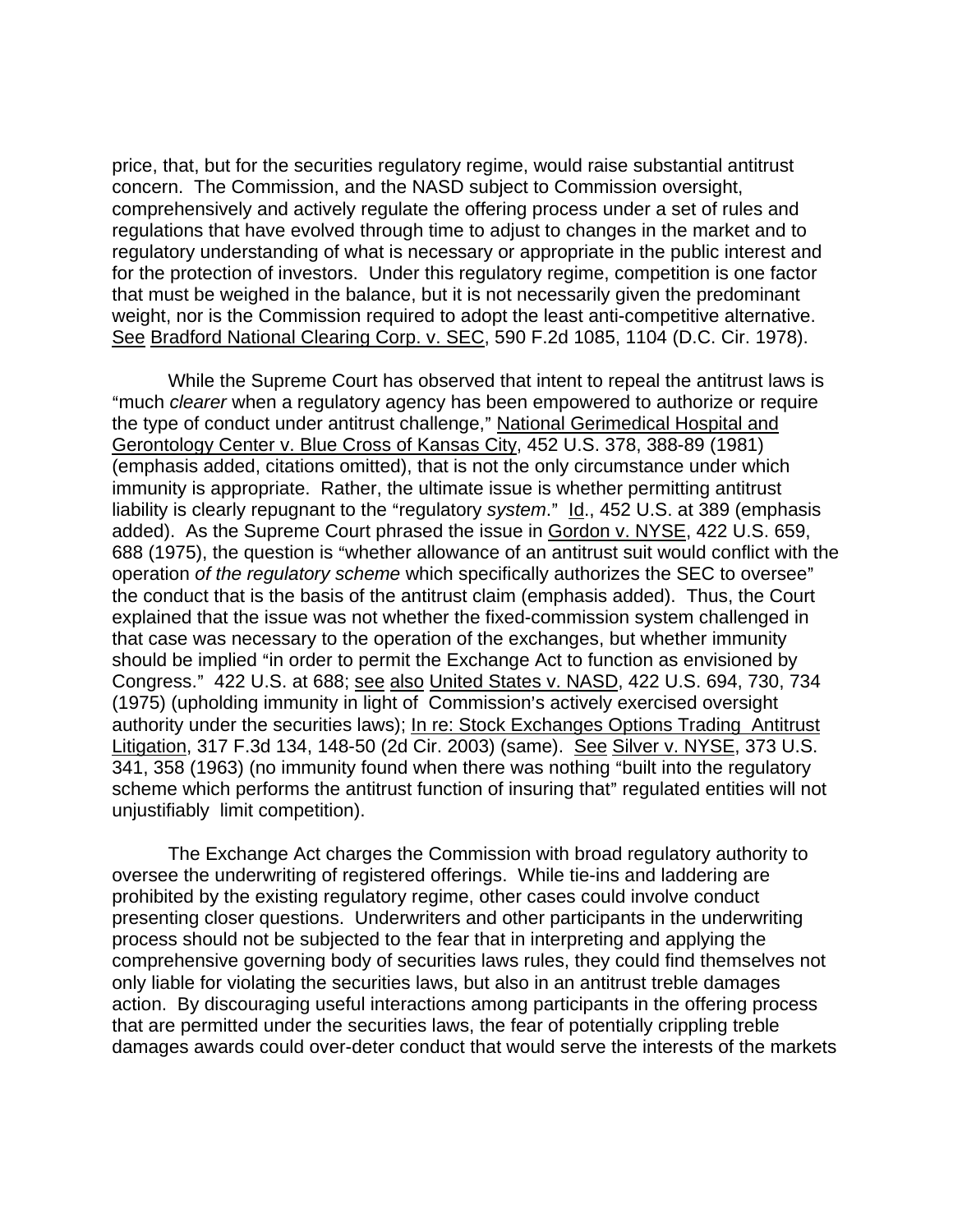price, that, but for the securities regulatory regime, would raise substantial antitrust concern. The Commission, and the NASD subject to Commission oversight, comprehensively and actively regulate the offering process under a set of rules and regulations that have evolved through time to adjust to changes in the market and to regulatory understanding of what is necessary or appropriate in the public interest and for the protection of investors. Under this regulatory regime, competition is one factor that must be weighed in the balance, but it is not necessarily given the predominant weight, nor is the Commission required to adopt the least anti-competitive alternative. See Bradford National Clearing Corp. v. SEC, 590 F.2d 1085, 1104 (D.C. Cir. 1978).

While the Supreme Court has observed that intent to repeal the antitrust laws is "much *clearer* when a regulatory agency has been empowered to authorize or require the type of conduct under antitrust challenge," National Gerimedical Hospital and Gerontology Center v. Blue Cross of Kansas City, 452 U.S. 378, 388-89 (1981) (emphasis added, citations omitted), that is not the only circumstance under which immunity is appropriate. Rather, the ultimate issue is whether permitting antitrust liability is clearly repugnant to the "regulatory *system*." Id., 452 U.S. at 389 (emphasis added). As the Supreme Court phrased the issue in Gordon v. NYSE, 422 U.S. 659, 688 (1975), the question is "whether allowance of an antitrust suit would conflict with the operation *of the regulatory scheme* which specifically authorizes the SEC to oversee" the conduct that is the basis of the antitrust claim (emphasis added). Thus, the Court explained that the issue was not whether the fixed-commission system challenged in that case was necessary to the operation of the exchanges, but whether immunity should be implied "in order to permit the Exchange Act to function as envisioned by Congress." 422 U.S. at 688; see also United States v. NASD, 422 U.S. 694, 730, 734 (1975) (upholding immunity in light of Commission's actively exercised oversight authority under the securities laws); In re: Stock Exchanges Options Trading Antitrust Litigation, 317 F.3d 134, 148-50 (2d Cir. 2003) (same). See Silver v. NYSE, 373 U.S. 341, 358 (1963) (no immunity found when there was nothing "built into the regulatory scheme which performs the antitrust function of insuring that" regulated entities will not unjustifiably limit competition).

The Exchange Act charges the Commission with broad regulatory authority to oversee the underwriting of registered offerings. While tie-ins and laddering are prohibited by the existing regulatory regime, other cases could involve conduct presenting closer questions. Underwriters and other participants in the underwriting process should not be subjected to the fear that in interpreting and applying the comprehensive governing body of securities laws rules, they could find themselves not only liable for violating the securities laws, but also in an antitrust treble damages action. By discouraging useful interactions among participants in the offering process that are permitted under the securities laws, the fear of potentially crippling treble damages awards could over-deter conduct that would serve the interests of the markets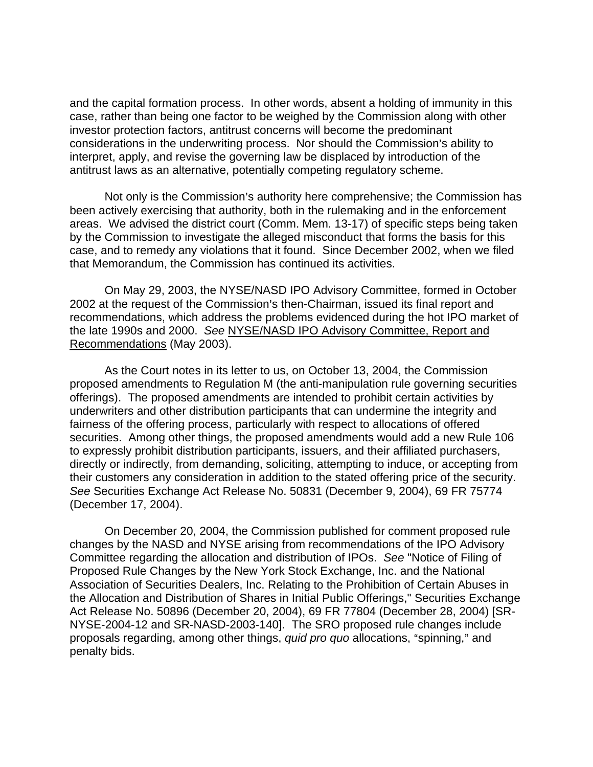and the capital formation process. In other words, absent a holding of immunity in this case, rather than being one factor to be weighed by the Commission along with other investor protection factors, antitrust concerns will become the predominant considerations in the underwriting process. Nor should the Commission's ability to interpret, apply, and revise the governing law be displaced by introduction of the antitrust laws as an alternative, potentially competing regulatory scheme.

Not only is the Commission's authority here comprehensive; the Commission has been actively exercising that authority, both in the rulemaking and in the enforcement areas. We advised the district court (Comm. Mem. 13-17) of specific steps being taken by the Commission to investigate the alleged misconduct that forms the basis for this case, and to remedy any violations that it found. Since December 2002, when we filed that Memorandum, the Commission has continued its activities.

On May 29, 2003, the NYSE/NASD IPO Advisory Committee, formed in October 2002 at the request of the Commission's then-Chairman, issued its final report and recommendations, which address the problems evidenced during the hot IPO market of the late 1990s and 2000. *See* NYSE/NASD IPO Advisory Committee, Report and Recommendations (May 2003).

As the Court notes in its letter to us, on October 13, 2004, the Commission proposed amendments to Regulation M (the anti-manipulation rule governing securities offerings). The proposed amendments are intended to prohibit certain activities by underwriters and other distribution participants that can undermine the integrity and fairness of the offering process, particularly with respect to allocations of offered securities. Among other things, the proposed amendments would add a new Rule 106 to expressly prohibit distribution participants, issuers, and their affiliated purchasers, directly or indirectly, from demanding, soliciting, attempting to induce, or accepting from their customers any consideration in addition to the stated offering price of the security. *See* Securities Exchange Act Release No. 50831 (December 9, 2004), 69 FR 75774 (December 17, 2004).

On December 20, 2004, the Commission published for comment proposed rule changes by the NASD and NYSE arising from recommendations of the IPO Advisory Committee regarding the allocation and distribution of IPOs. *See* "Notice of Filing of Proposed Rule Changes by the New York Stock Exchange, Inc. and the National Association of Securities Dealers, Inc. Relating to the Prohibition of Certain Abuses in the Allocation and Distribution of Shares in Initial Public Offerings," Securities Exchange Act Release No. 50896 (December 20, 2004), 69 FR 77804 (December 28, 2004) [SR-NYSE-2004-12 and SR-NASD-2003-140]. The SRO proposed rule changes include proposals regarding, among other things, *quid pro quo* allocations, "spinning," and penalty bids.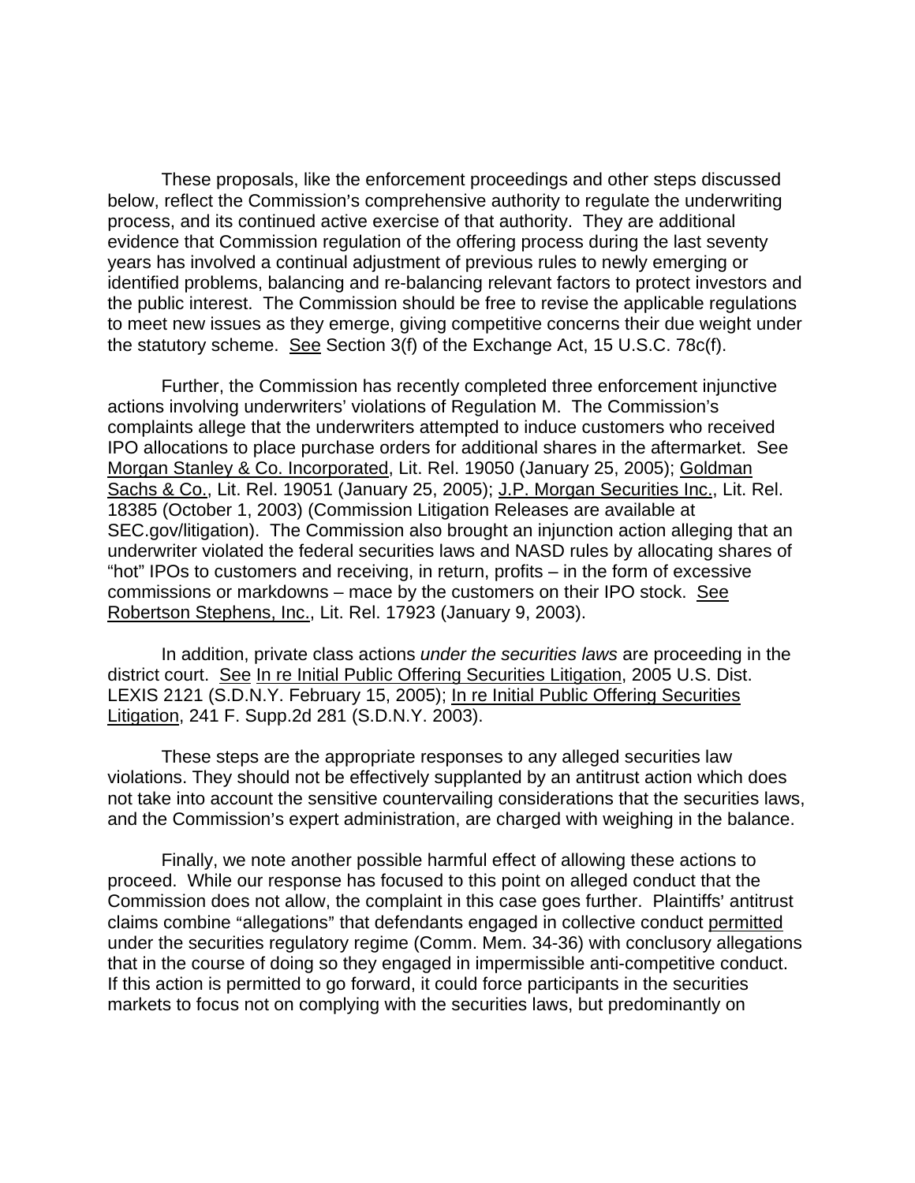These proposals, like the enforcement proceedings and other steps discussed below, reflect the Commission's comprehensive authority to regulate the underwriting process, and its continued active exercise of that authority. They are additional evidence that Commission regulation of the offering process during the last seventy years has involved a continual adjustment of previous rules to newly emerging or identified problems, balancing and re-balancing relevant factors to protect investors and the public interest. The Commission should be free to revise the applicable regulations to meet new issues as they emerge, giving competitive concerns their due weight under the statutory scheme. See Section 3(f) of the Exchange Act, 15 U.S.C. 78c(f).

Further, the Commission has recently completed three enforcement injunctive actions involving underwriters' violations of Regulation M. The Commission's complaints allege that the underwriters attempted to induce customers who received IPO allocations to place purchase orders for additional shares in the aftermarket. See Morgan Stanley & Co. Incorporated, Lit. Rel. 19050 (January 25, 2005); Goldman Sachs & Co., Lit. Rel. 19051 (January 25, 2005); J.P. Morgan Securities Inc., Lit. Rel. 18385 (October 1, 2003) (Commission Litigation Releases are available at SEC.gov/litigation). The Commission also brought an injunction action alleging that an underwriter violated the federal securities laws and NASD rules by allocating shares of "hot" IPOs to customers and receiving, in return, profits – in the form of excessive commissions or markdowns – mace by the customers on their IPO stock. See Robertson Stephens, Inc., Lit. Rel. 17923 (January 9, 2003).

In addition, private class actions *under the securities laws* are proceeding in the district court. See In re Initial Public Offering Securities Litigation, 2005 U.S. Dist. LEXIS 2121 (S.D.N.Y. February 15, 2005); In re Initial Public Offering Securities Litigation, 241 F. Supp.2d 281 (S.D.N.Y. 2003).

These steps are the appropriate responses to any alleged securities law violations. They should not be effectively supplanted by an antitrust action which does not take into account the sensitive countervailing considerations that the securities laws, and the Commission's expert administration, are charged with weighing in the balance.

Finally, we note another possible harmful effect of allowing these actions to proceed. While our response has focused to this point on alleged conduct that the Commission does not allow, the complaint in this case goes further. Plaintiffs' antitrust claims combine "allegations" that defendants engaged in collective conduct permitted under the securities regulatory regime (Comm. Mem. 34-36) with conclusory allegations that in the course of doing so they engaged in impermissible anti-competitive conduct. If this action is permitted to go forward, it could force participants in the securities markets to focus not on complying with the securities laws, but predominantly on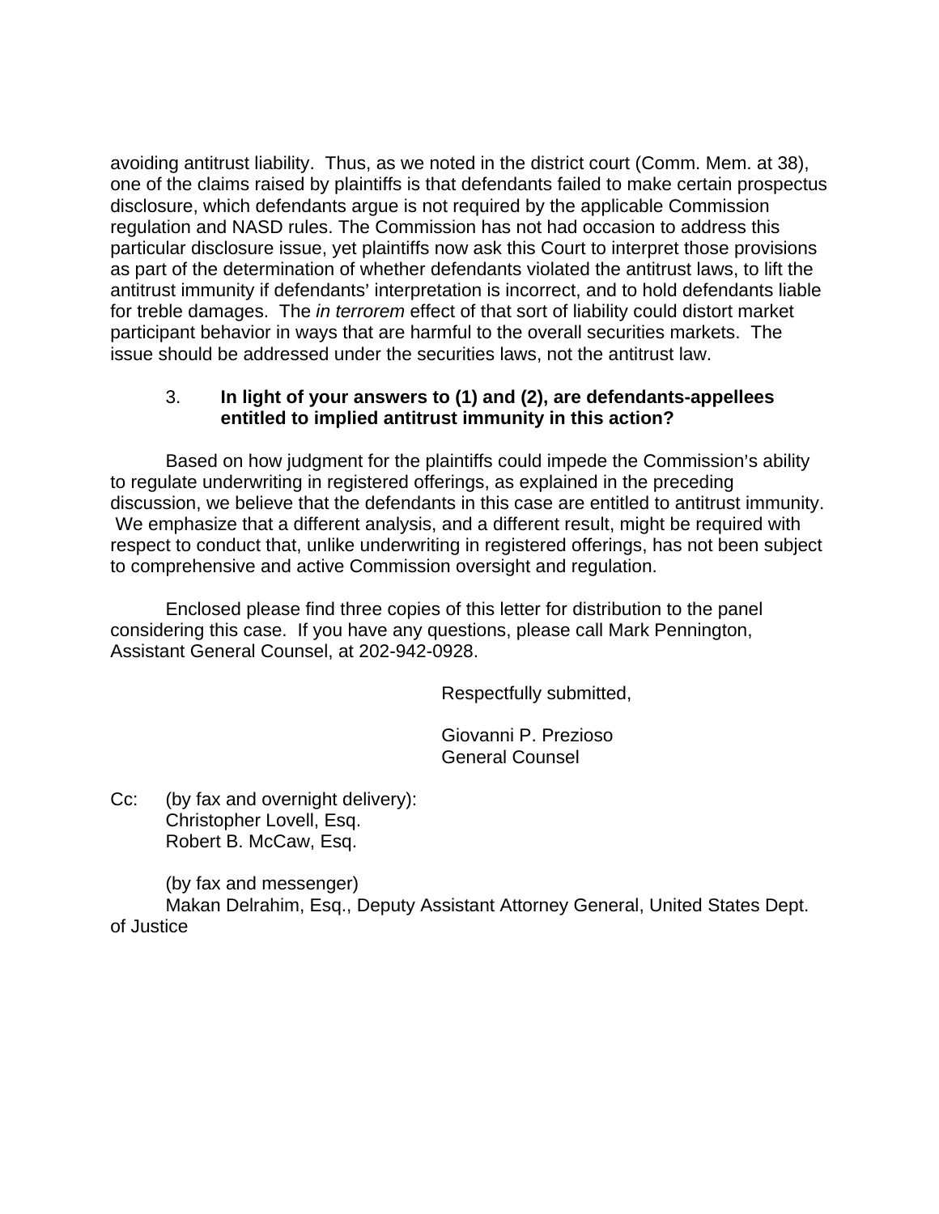avoiding antitrust liability. Thus, as we noted in the district court (Comm. Mem. at 38), one of the claims raised by plaintiffs is that defendants failed to make certain prospectus disclosure, which defendants argue is not required by the applicable Commission regulation and NASD rules. The Commission has not had occasion to address this particular disclosure issue, yet plaintiffs now ask this Court to interpret those provisions as part of the determination of whether defendants violated the antitrust laws, to lift the antitrust immunity if defendants' interpretation is incorrect, and to hold defendants liable for treble damages. The *in terrorem* effect of that sort of liability could distort market participant behavior in ways that are harmful to the overall securities markets. The issue should be addressed under the securities laws, not the antitrust law.

3. **In light of your answers to (1) and (2), are defendants-appellees entitled to implied antitrust immunity in this action?**

Based on how judgment for the plaintiffs could impede the Commission's ability to regulate underwriting in registered offerings, as explained in the preceding discussion, we believe that the defendants in this case are entitled to antitrust immunity. We emphasize that a different analysis, and a different result, might be required with respect to conduct that, unlike underwriting in registered offerings, has not been subject to comprehensive and active Commission oversight and regulation.

Enclosed please find three copies of this letter for distribution to the panel considering this case. If you have any questions, please call Mark Pennington, Assistant General Counsel, at 202-942-0928.

Respectfully submitted,

Giovanni P. Prezioso
General Counsel

Cc: (by fax and overnight delivery):
Christopher Lovell, Esq.
Robert B. McCaw, Esq.

(by fax and messenger)
Makan Delrahim, Esq., Deputy Assistant Attorney General, United States Dept. of Justice